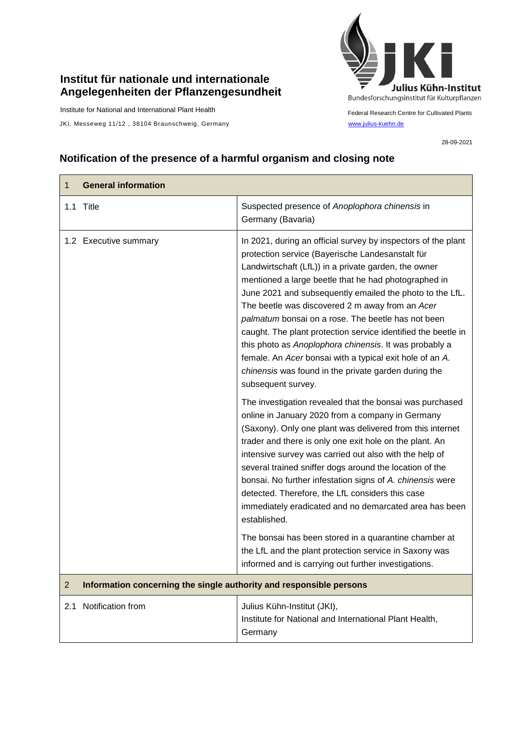**Institut für nationale und internationale Angelegenheiten der Pflanzengesundheit**

Institute for National and International Plant Health

JKI, Messeweg 11/12 , 38104 Braunschweig, Germany

Julius Kühn-Institut
Bundesforschungsinstitut für Kulturpflanzen

Federal Research Centre for Cultivated Plants
www.julius-kuehn.de

28-09-2021

## Notification of the presence of a harmful organism and closing note

| 1 General information | |
|---|---|
| 1.1 Title | Suspected presence of *Anoplophora chinensis* in Germany (Bavaria) |
| 1.2 Executive summary | In 2021, during an official survey by inspectors of the plant protection service (Bayerische Landesanstalt für Landwirtschaft (LfL)) in a private garden, the owner mentioned a large beetle that he had photographed in June 2021 and subsequently emailed the photo to the LfL. The beetle was discovered 2 m away from an *Acer palmatum* bonsai on a rose. The beetle has not been caught. The plant protection service identified the beetle in this photo as *Anoplophora chinensis*. It was probably a female. An *Acer* bonsai with a typical exit hole of an *A. chinensis* was found in the private garden during the subsequent survey.<br><br>The investigation revealed that the bonsai was purchased online in January 2020 from a company in Germany (Saxony). Only one plant was delivered from this internet trader and there is only one exit hole on the plant. An intensive survey was carried out also with the help of several trained sniffer dogs around the location of the bonsai. No further infestation signs of *A. chinensis* were detected. Therefore, the LfL considers this case immediately eradicated and no demarcated area has been established.<br><br>The bonsai has been stored in a quarantine chamber at the LfL and the plant protection service in Saxony was informed and is carrying out further investigations. |
| **2 Information concerning the single authority and responsible persons** | |
| 2.1 Notification from | Julius Kühn-Institut (JKI),<br>Institute for National and International Plant Health, Germany |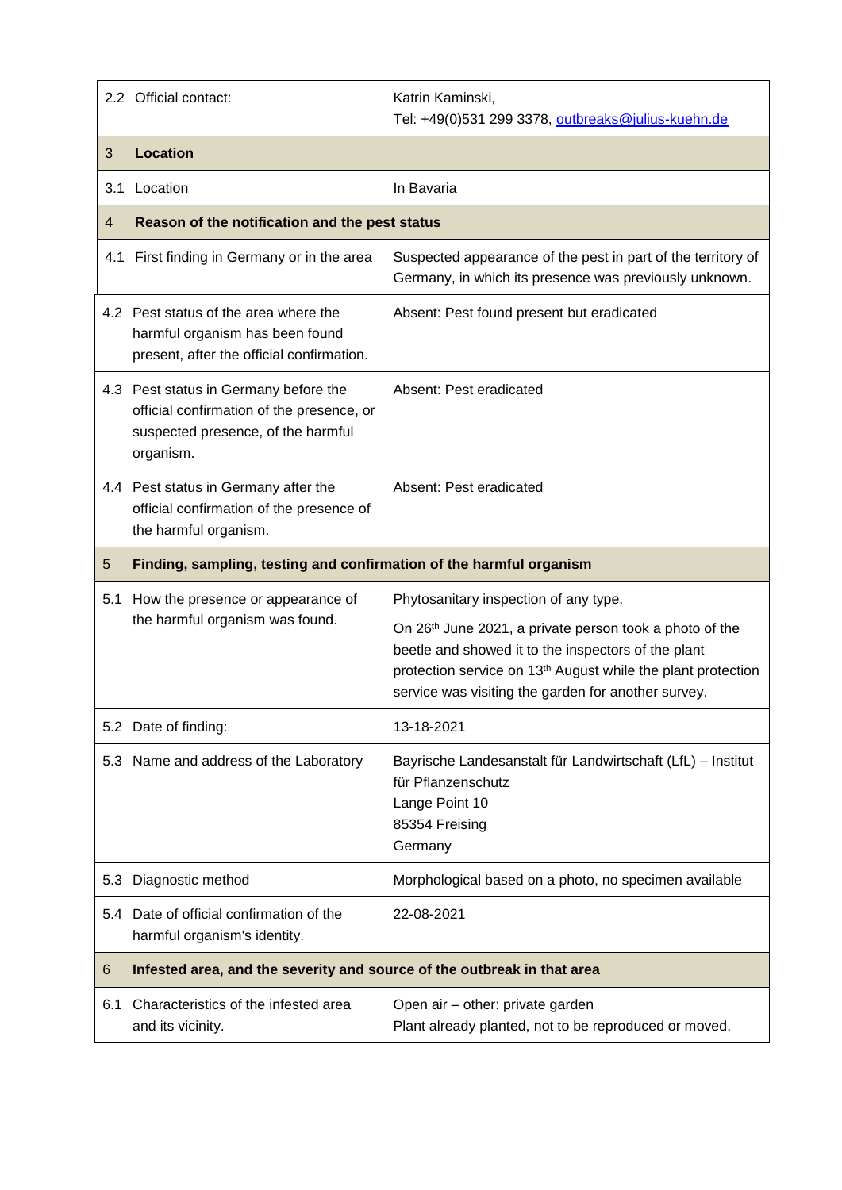| | |
|---|---|
| 2.2 Official contact: | Katrin Kaminski,<br>Tel: +49(0)531 299 3378, outbreaks@julius-kuehn.de |
| **3 Location** | |
| 3.1 Location | In Bavaria |
| **4 Reason of the notification and the pest status** | |
| 4.1 First finding in Germany or in the area | Suspected appearance of the pest in part of the territory of Germany, in which its presence was previously unknown. |
| 4.2 Pest status of the area where the harmful organism has been found present, after the official confirmation. | Absent: Pest found present but eradicated |
| 4.3 Pest status in Germany before the official confirmation of the presence, or suspected presence, of the harmful organism. | Absent: Pest eradicated |
| 4.4 Pest status in Germany after the official confirmation of the presence of the harmful organism. | Absent: Pest eradicated |
| **5 Finding, sampling, testing and confirmation of the harmful organism** | |
| 5.1 How the presence or appearance of the harmful organism was found. | Phytosanitary inspection of any type.<br>On 26th June 2021, a private person took a photo of the beetle and showed it to the inspectors of the plant protection service on 13th August while the plant protection service was visiting the garden for another survey. |
| 5.2 Date of finding: | 13-18-2021 |
| 5.3 Name and address of the Laboratory | Bayrische Landesanstalt für Landwirtschaft (LfL) – Institut für Pflanzenschutz<br>Lange Point 10<br>85354 Freising<br>Germany |
| 5.3 Diagnostic method | Morphological based on a photo, no specimen available |
| 5.4 Date of official confirmation of the harmful organism's identity. | 22-08-2021 |
| **6 Infested area, and the severity and source of the outbreak in that area** | |
| 6.1 Characteristics of the infested area and its vicinity. | Open air – other: private garden<br>Plant already planted, not to be reproduced or moved. |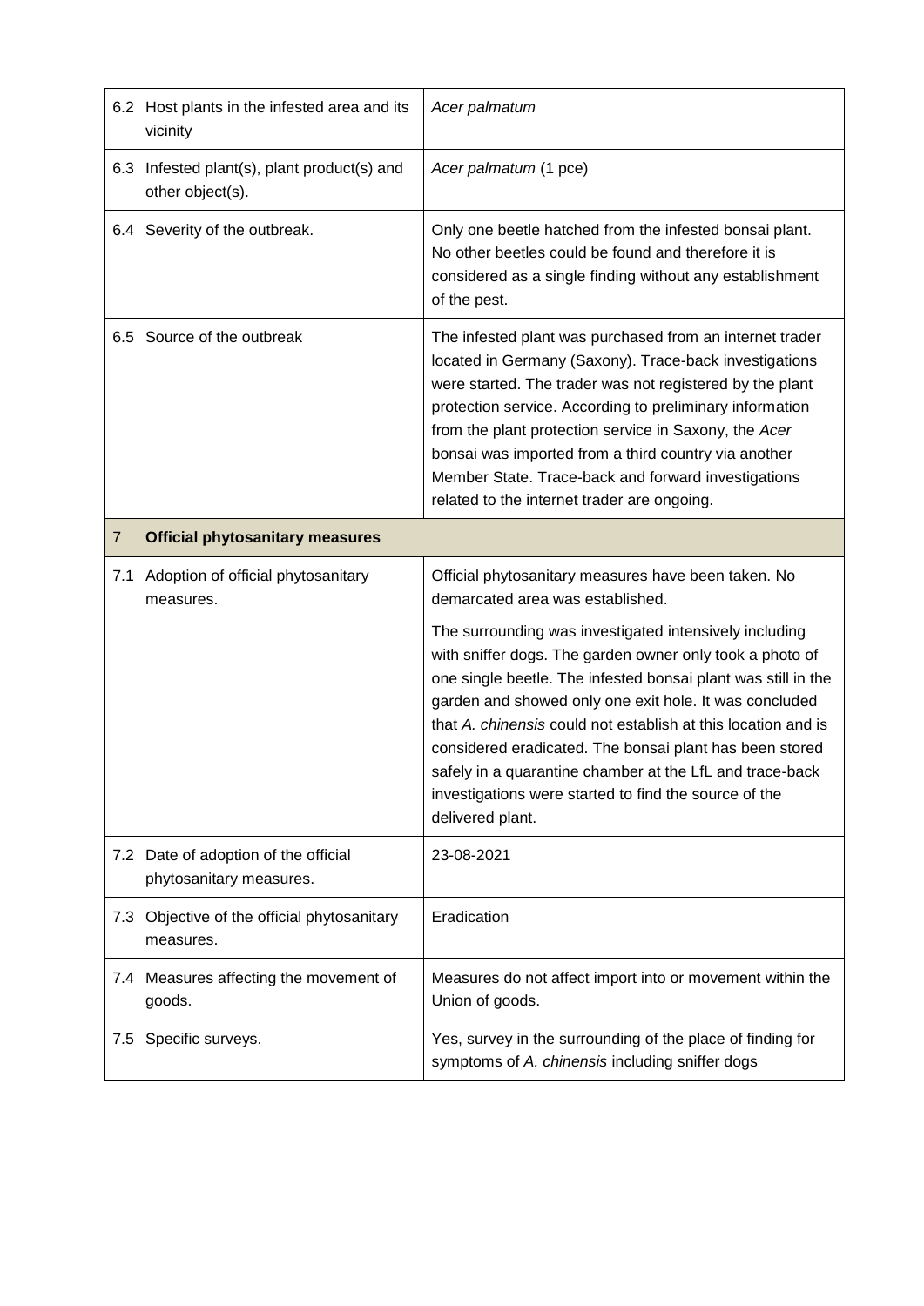| | | |
|---|---|---|
| 6.2 | Host plants in the infested area and its vicinity | *Acer palmatum* |
| 6.3 | Infested plant(s), plant product(s) and other object(s). | *Acer palmatum* (1 pce) |
| 6.4 | Severity of the outbreak. | Only one beetle hatched from the infested bonsai plant. No other beetles could be found and therefore it is considered as a single finding without any establishment of the pest. |
| 6.5 | Source of the outbreak | The infested plant was purchased from an internet trader located in Germany (Saxony). Trace-back investigations were started. The trader was not registered by the plant protection service. According to preliminary information from the plant protection service in Saxony, the *Acer* bonsai was imported from a third country via another Member State. Trace-back and forward investigations related to the internet trader are ongoing. |
| 7 | **Official phytosanitary measures** | |
| 7.1 | Adoption of official phytosanitary measures. | Official phytosanitary measures have been taken. No demarcated area was established.<br><br>The surrounding was investigated intensively including with sniffer dogs. The garden owner only took a photo of one single beetle. The infested bonsai plant was still in the garden and showed only one exit hole. It was concluded that *A. chinensis* could not establish at this location and is considered eradicated. The bonsai plant has been stored safely in a quarantine chamber at the LfL and trace-back investigations were started to find the source of the delivered plant. |
| 7.2 | Date of adoption of the official phytosanitary measures. | 23-08-2021 |
| 7.3 | Objective of the official phytosanitary measures. | Eradication |
| 7.4 | Measures affecting the movement of goods. | Measures do not affect import into or movement within the Union of goods. |
| 7.5 | Specific surveys. | Yes, survey in the surrounding of the place of finding for symptoms of *A. chinensis* including sniffer dogs |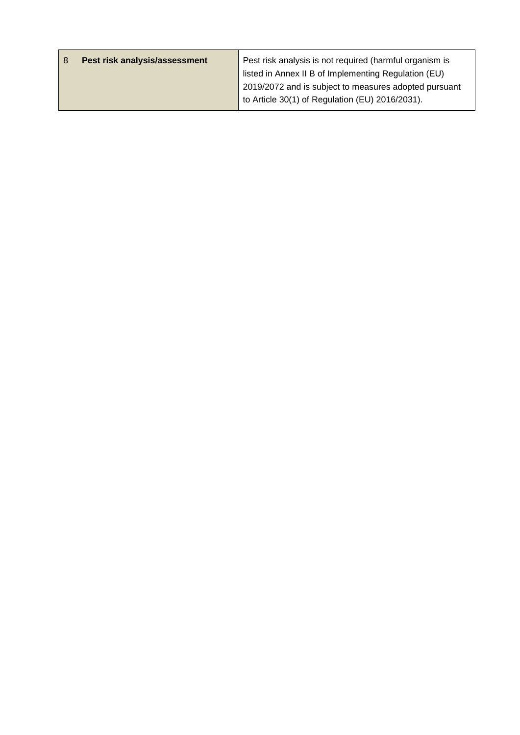| | | |
|---|---|---|
| 8 | **Pest risk analysis/assessment** | Pest risk analysis is not required (harmful organism is listed in Annex II B of Implementing Regulation (EU) 2019/2072 and is subject to measures adopted pursuant to Article 30(1) of Regulation (EU) 2016/2031). |